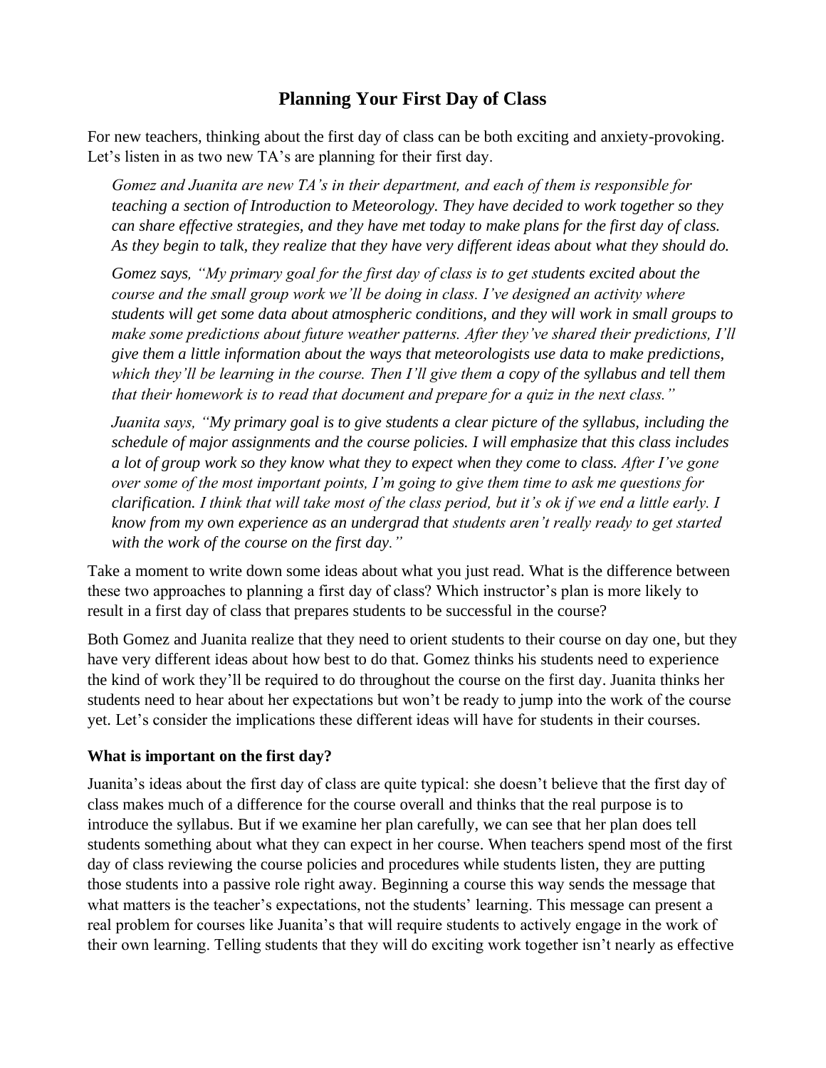# Planning Your First Day of Class

For new teachers, thinking about the first day of class can be both exciting and anxiety-provoking. Let's listen in as two new TA's are planning for their first day.

> *Gomez and Juanita are new TA's in their department, and each of them is responsible for teaching a section of Introduction to Meteorology. They have decided to work together so they can share effective strategies, and they have met today to make plans for the first day of class. As they begin to talk, they realize that they have very different ideas about what they should do.*
>
> *Gomez says, "My primary goal for the first day of class is to get students excited about the course and the small group work we'll be doing in class. I've designed an activity where students will get some data about atmospheric conditions, and they will work in small groups to make some predictions about future weather patterns. After they've shared their predictions, I'll give them a little information about the ways that meteorologists use data to make predictions, which they'll be learning in the course. Then I'll give them a copy of the syllabus and tell them that their homework is to read that document and prepare for a quiz in the next class."*
>
> *Juanita says, "My primary goal is to give students a clear picture of the syllabus, including the schedule of major assignments and the course policies. I will emphasize that this class includes a lot of group work so they know what they to expect when they come to class. After I've gone over some of the most important points, I'm going to give them time to ask me questions for clarification. I think that will take most of the class period, but it's ok if we end a little early. I know from my own experience as an undergrad that students aren't really ready to get started with the work of the course on the first day."*

Take a moment to write down some ideas about what you just read. What is the difference between these two approaches to planning a first day of class? Which instructor's plan is more likely to result in a first day of class that prepares students to be successful in the course?

Both Gomez and Juanita realize that they need to orient students to their course on day one, but they have very different ideas about how best to do that. Gomez thinks his students need to experience the kind of work they'll be required to do throughout the course on the first day. Juanita thinks her students need to hear about her expectations but won't be ready to jump into the work of the course yet. Let's consider the implications these different ideas will have for students in their courses.

### What is important on the first day?

Juanita's ideas about the first day of class are quite typical: she doesn't believe that the first day of class makes much of a difference for the course overall and thinks that the real purpose is to introduce the syllabus. But if we examine her plan carefully, we can see that her plan does tell students something about what they can expect in her course. When teachers spend most of the first day of class reviewing the course policies and procedures while students listen, they are putting those students into a passive role right away. Beginning a course this way sends the message that what matters is the teacher's expectations, not the students' learning. This message can present a real problem for courses like Juanita's that will require students to actively engage in the work of their own learning. Telling students that they will do exciting work together isn't nearly as effective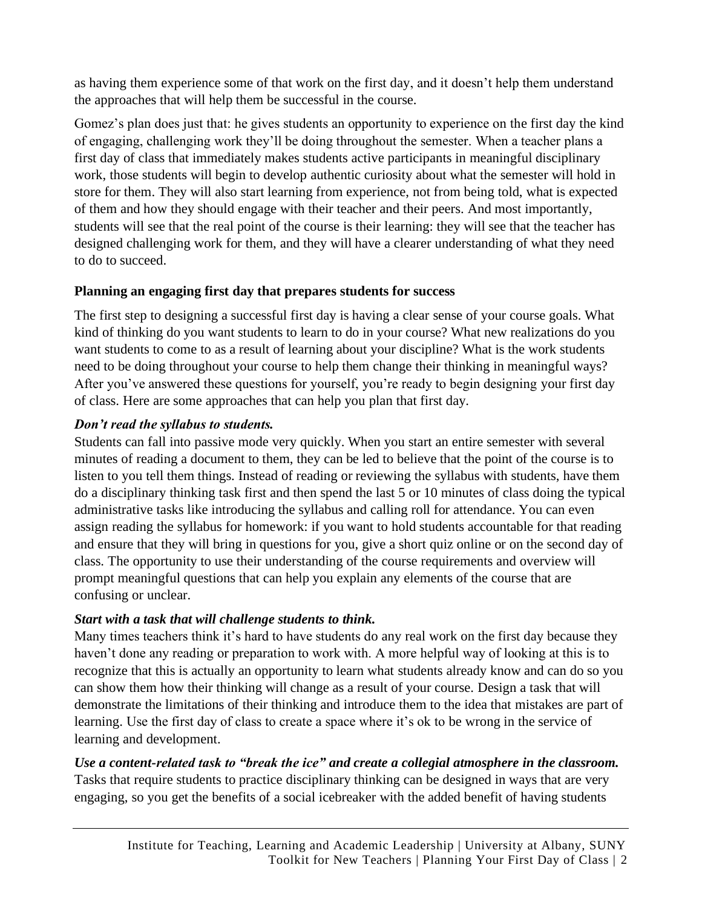as having them experience some of that work on the first day, and it doesn't help them understand the approaches that will help them be successful in the course.

Gomez's plan does just that: he gives students an opportunity to experience on the first day the kind of engaging, challenging work they'll be doing throughout the semester. When a teacher plans a first day of class that immediately makes students active participants in meaningful disciplinary work, those students will begin to develop authentic curiosity about what the semester will hold in store for them. They will also start learning from experience, not from being told, what is expected of them and how they should engage with their teacher and their peers. And most importantly, students will see that the real point of the course is their learning: they will see that the teacher has designed challenging work for them, and they will have a clearer understanding of what they need to do to succeed.

## Planning an engaging first day that prepares students for success

The first step to designing a successful first day is having a clear sense of your course goals. What kind of thinking do you want students to learn to do in your course? What new realizations do you want students to come to as a result of learning about your discipline? What is the work students need to be doing throughout your course to help them change their thinking in meaningful ways? After you've answered these questions for yourself, you're ready to begin designing your first day of class. Here are some approaches that can help you plan that first day.

### *Don't read the syllabus to students.*

Students can fall into passive mode very quickly. When you start an entire semester with several minutes of reading a document to them, they can be led to believe that the point of the course is to listen to you tell them things. Instead of reading or reviewing the syllabus with students, have them do a disciplinary thinking task first and then spend the last 5 or 10 minutes of class doing the typical administrative tasks like introducing the syllabus and calling roll for attendance. You can even assign reading the syllabus for homework: if you want to hold students accountable for that reading and ensure that they will bring in questions for you, give a short quiz online or on the second day of class. The opportunity to use their understanding of the course requirements and overview will prompt meaningful questions that can help you explain any elements of the course that are confusing or unclear.

### *Start with a task that will challenge students to think.*

Many times teachers think it's hard to have students do any real work on the first day because they haven't done any reading or preparation to work with. A more helpful way of looking at this is to recognize that this is actually an opportunity to learn what students already know and can do so you can show them how their thinking will change as a result of your course. Design a task that will demonstrate the limitations of their thinking and introduce them to the idea that mistakes are part of learning. Use the first day of class to create a space where it's ok to be wrong in the service of learning and development.

### *Use a content-related task to "break the ice" and create a collegial atmosphere in the classroom.*

Tasks that require students to practice disciplinary thinking can be designed in ways that are very engaging, so you get the benefits of a social icebreaker with the added benefit of having students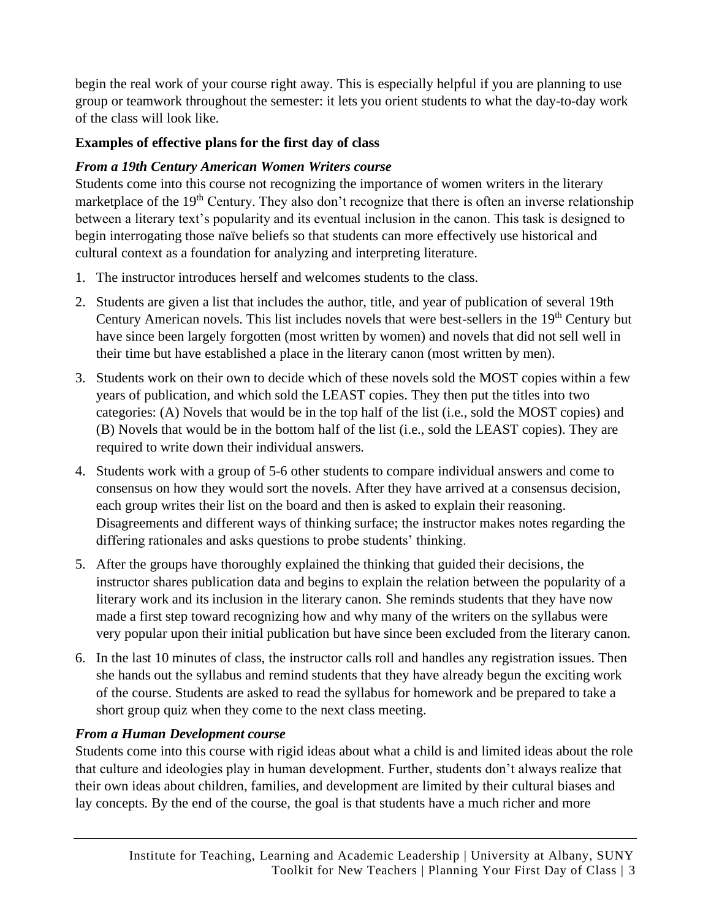begin the real work of your course right away. This is especially helpful if you are planning to use group or teamwork throughout the semester: it lets you orient students to what the day-to-day work of the class will look like.

**Examples of effective plans for the first day of class**

***From a 19th Century American Women Writers course***

Students come into this course not recognizing the importance of women writers in the literary marketplace of the 19th Century. They also don't recognize that there is often an inverse relationship between a literary text's popularity and its eventual inclusion in the canon. This task is designed to begin interrogating those naïve beliefs so that students can more effectively use historical and cultural context as a foundation for analyzing and interpreting literature.

1. The instructor introduces herself and welcomes students to the class.
2. Students are given a list that includes the author, title, and year of publication of several 19th Century American novels. This list includes novels that were best-sellers in the 19th Century but have since been largely forgotten (most written by women) and novels that did not sell well in their time but have established a place in the literary canon (most written by men).
3. Students work on their own to decide which of these novels sold the MOST copies within a few years of publication, and which sold the LEAST copies. They then put the titles into two categories: (A) Novels that would be in the top half of the list (i.e., sold the MOST copies) and (B) Novels that would be in the bottom half of the list (i.e., sold the LEAST copies). They are required to write down their individual answers.
4. Students work with a group of 5-6 other students to compare individual answers and come to consensus on how they would sort the novels. After they have arrived at a consensus decision, each group writes their list on the board and then is asked to explain their reasoning. Disagreements and different ways of thinking surface; the instructor makes notes regarding the differing rationales and asks questions to probe students' thinking.
5. After the groups have thoroughly explained the thinking that guided their decisions, the instructor shares publication data and begins to explain the relation between the popularity of a literary work and its inclusion in the literary canon. She reminds students that they have now made a first step toward recognizing how and why many of the writers on the syllabus were very popular upon their initial publication but have since been excluded from the literary canon.
6. In the last 10 minutes of class, the instructor calls roll and handles any registration issues. Then she hands out the syllabus and remind students that they have already begun the exciting work of the course. Students are asked to read the syllabus for homework and be prepared to take a short group quiz when they come to the next class meeting.

***From a Human Development course***

Students come into this course with rigid ideas about what a child is and limited ideas about the role that culture and ideologies play in human development. Further, students don't always realize that their own ideas about children, families, and development are limited by their cultural biases and lay concepts. By the end of the course, the goal is that students have a much richer and more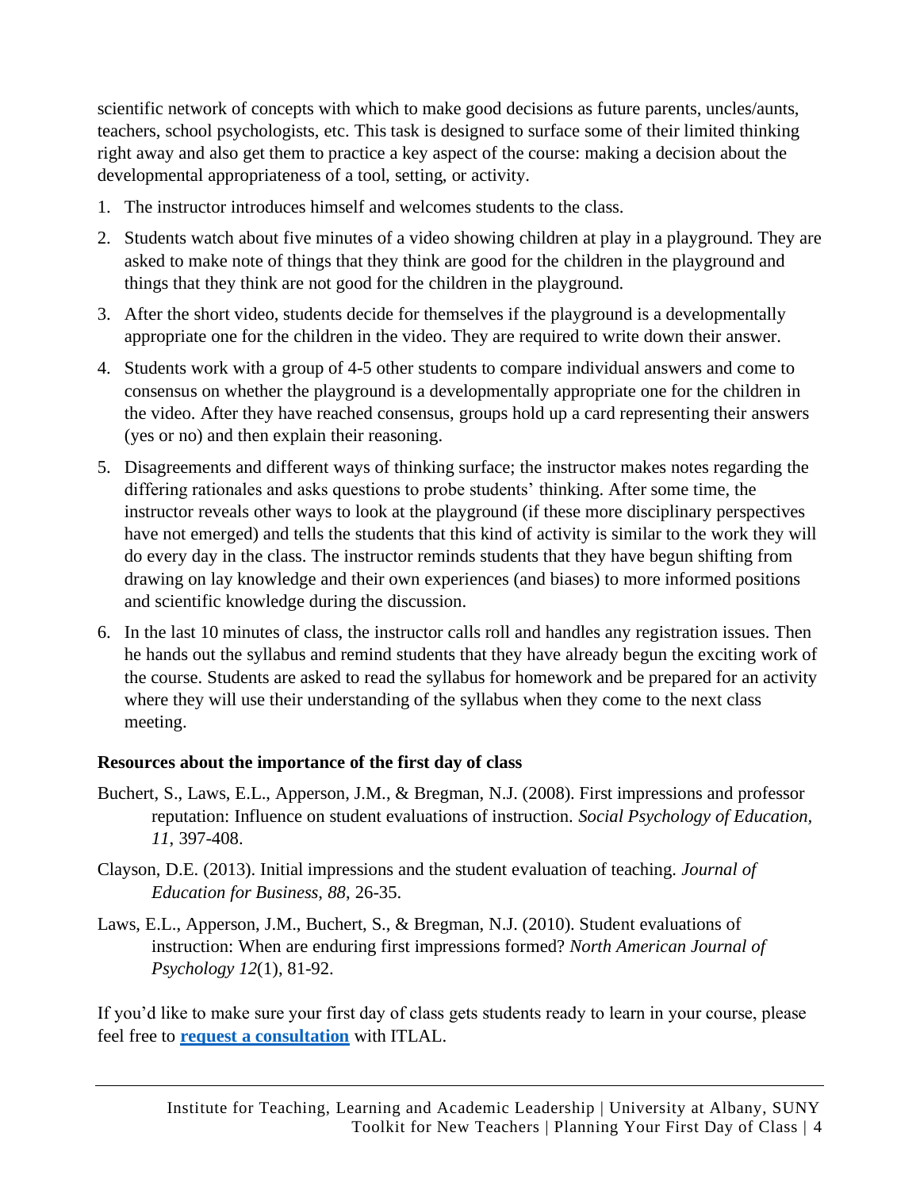scientific network of concepts with which to make good decisions as future parents, uncles/aunts, teachers, school psychologists, etc. This task is designed to surface some of their limited thinking right away and also get them to practice a key aspect of the course: making a decision about the developmental appropriateness of a tool, setting, or activity.

1. The instructor introduces himself and welcomes students to the class.
2. Students watch about five minutes of a video showing children at play in a playground. They are asked to make note of things that they think are good for the children in the playground and things that they think are not good for the children in the playground.
3. After the short video, students decide for themselves if the playground is a developmentally appropriate one for the children in the video. They are required to write down their answer.
4. Students work with a group of 4-5 other students to compare individual answers and come to consensus on whether the playground is a developmentally appropriate one for the children in the video. After they have reached consensus, groups hold up a card representing their answers (yes or no) and then explain their reasoning.
5. Disagreements and different ways of thinking surface; the instructor makes notes regarding the differing rationales and asks questions to probe students' thinking. After some time, the instructor reveals other ways to look at the playground (if these more disciplinary perspectives have not emerged) and tells the students that this kind of activity is similar to the work they will do every day in the class. The instructor reminds students that they have begun shifting from drawing on lay knowledge and their own experiences (and biases) to more informed positions and scientific knowledge during the discussion.
6. In the last 10 minutes of class, the instructor calls roll and handles any registration issues. Then he hands out the syllabus and remind students that they have already begun the exciting work of the course. Students are asked to read the syllabus for homework and be prepared for an activity where they will use their understanding of the syllabus when they come to the next class meeting.

**Resources about the importance of the first day of class**

Buchert, S., Laws, E.L., Apperson, J.M., & Bregman, N.J. (2008). First impressions and professor reputation: Influence on student evaluations of instruction. *Social Psychology of Education, 11*, 397-408.

Clayson, D.E. (2013). Initial impressions and the student evaluation of teaching. *Journal of Education for Business, 88*, 26-35.

Laws, E.L., Apperson, J.M., Buchert, S., & Bregman, N.J. (2010). Student evaluations of instruction: When are enduring first impressions formed? *North American Journal of Psychology 12*(1), 81-92.

If you'd like to make sure your first day of class gets students ready to learn in your course, please feel free to **request a consultation** with ITLAL.